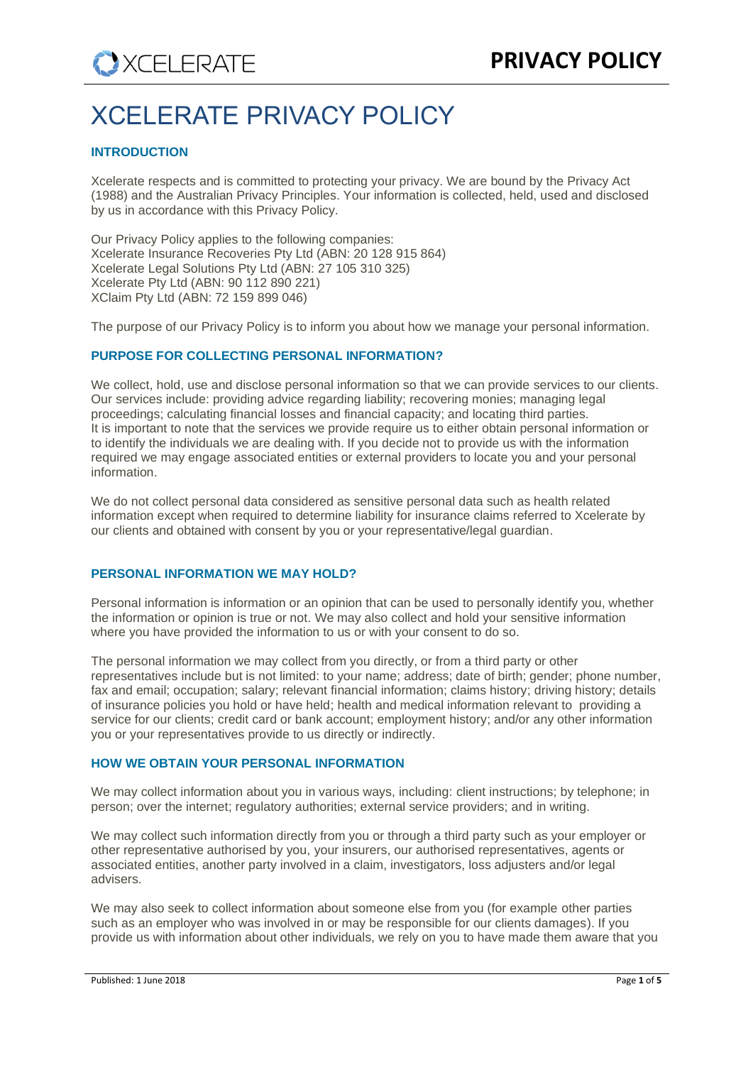# XCELERATE PRIVACY POLICY

## INTRODUCTION

Xcelerate respects and is committed to protecting your privacy. We are bound by the Privacy Act (1988) and the Australian Privacy Principles. Your information is collected, held, used and disclosed by us in accordance with this Privacy Policy.

Our Privacy Policy applies to the following companies:
Xcelerate Insurance Recoveries Pty Ltd (ABN: 20 128 915 864)
Xcelerate Legal Solutions Pty Ltd (ABN: 27 105 310 325)
Xcelerate Pty Ltd (ABN: 90 112 890 221)
XClaim Pty Ltd (ABN: 72 159 899 046)

The purpose of our Privacy Policy is to inform you about how we manage your personal information.

## PURPOSE FOR COLLECTING PERSONAL INFORMATION?

We collect, hold, use and disclose personal information so that we can provide services to our clients. Our services include: providing advice regarding liability; recovering monies; managing legal proceedings; calculating financial losses and financial capacity; and locating third parties.
It is important to note that the services we provide require us to either obtain personal information or to identify the individuals we are dealing with. If you decide not to provide us with the information required we may engage associated entities or external providers to locate you and your personal information.

We do not collect personal data considered as sensitive personal data such as health related information except when required to determine liability for insurance claims referred to Xcelerate by our clients and obtained with consent by you or your representative/legal guardian.

## PERSONAL INFORMATION WE MAY HOLD?

Personal information is information or an opinion that can be used to personally identify you, whether the information or opinion is true or not. We may also collect and hold your sensitive information where you have provided the information to us or with your consent to do so.

The personal information we may collect from you directly, or from a third party or other representatives include but is not limited: to your name; address; date of birth; gender; phone number, fax and email; occupation; salary; relevant financial information; claims history; driving history; details of insurance policies you hold or have held; health and medical information relevant to providing a service for our clients; credit card or bank account; employment history; and/or any other information you or your representatives provide to us directly or indirectly.

## HOW WE OBTAIN YOUR PERSONAL INFORMATION

We may collect information about you in various ways, including: client instructions; by telephone; in person; over the internet; regulatory authorities; external service providers; and in writing.

We may collect such information directly from you or through a third party such as your employer or other representative authorised by you, your insurers, our authorised representatives, agents or associated entities, another party involved in a claim, investigators, loss adjusters and/or legal advisers.

We may also seek to collect information about someone else from you (for example other parties such as an employer who was involved in or may be responsible for our clients damages). If you provide us with information about other individuals, we rely on you to have made them aware that you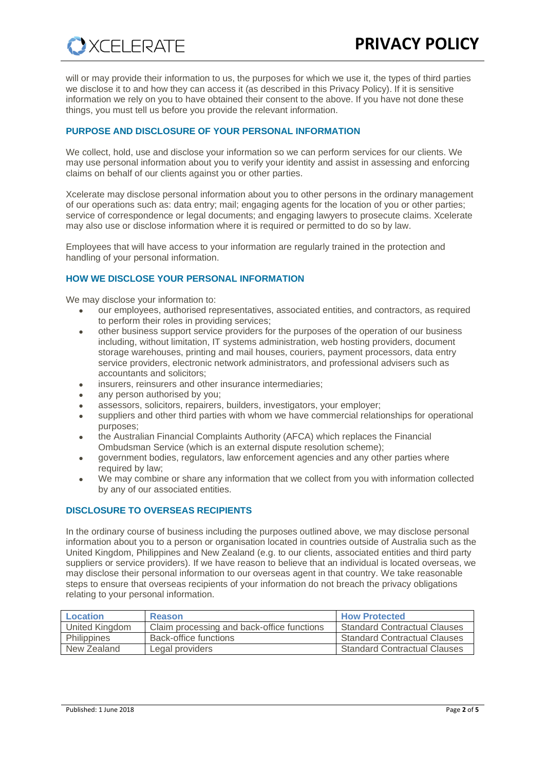will or may provide their information to us, the purposes for which we use it, the types of third parties we disclose it to and how they can access it (as described in this Privacy Policy). If it is sensitive information we rely on you to have obtained their consent to the above. If you have not done these things, you must tell us before you provide the relevant information.

## PURPOSE AND DISCLOSURE OF YOUR PERSONAL INFORMATION

We collect, hold, use and disclose your information so we can perform services for our clients. We may use personal information about you to verify your identity and assist in assessing and enforcing claims on behalf of our clients against you or other parties.

Xcelerate may disclose personal information about you to other persons in the ordinary management of our operations such as: data entry; mail; engaging agents for the location of you or other parties; service of correspondence or legal documents; and engaging lawyers to prosecute claims. Xcelerate may also use or disclose information where it is required or permitted to do so by law.

Employees that will have access to your information are regularly trained in the protection and handling of your personal information.

## HOW WE DISCLOSE YOUR PERSONAL INFORMATION

We may disclose your information to:

- our employees, authorised representatives, associated entities, and contractors, as required to perform their roles in providing services;
- other business support service providers for the purposes of the operation of our business including, without limitation, IT systems administration, web hosting providers, document storage warehouses, printing and mail houses, couriers, payment processors, data entry service providers, electronic network administrators, and professional advisers such as accountants and solicitors;
- insurers, reinsurers and other insurance intermediaries;
- any person authorised by you;
- assessors, solicitors, repairers, builders, investigators, your employer;
- suppliers and other third parties with whom we have commercial relationships for operational purposes;
- the Australian Financial Complaints Authority (AFCA) which replaces the Financial Ombudsman Service (which is an external dispute resolution scheme);
- government bodies, regulators, law enforcement agencies and any other parties where required by law;
- We may combine or share any information that we collect from you with information collected by any of our associated entities.

## DISCLOSURE TO OVERSEAS RECIPIENTS

In the ordinary course of business including the purposes outlined above, we may disclose personal information about you to a person or organisation located in countries outside of Australia such as the United Kingdom, Philippines and New Zealand (e.g. to our clients, associated entities and third party suppliers or service providers). If we have reason to believe that an individual is located overseas, we may disclose their personal information to our overseas agent in that country. We take reasonable steps to ensure that overseas recipients of your information do not breach the privacy obligations relating to your personal information.

| Location | Reason | How Protected |
|---|---|---|
| United Kingdom | Claim processing and back-office functions | Standard Contractual Clauses |
| Philippines | Back-office functions | Standard Contractual Clauses |
| New Zealand | Legal providers | Standard Contractual Clauses |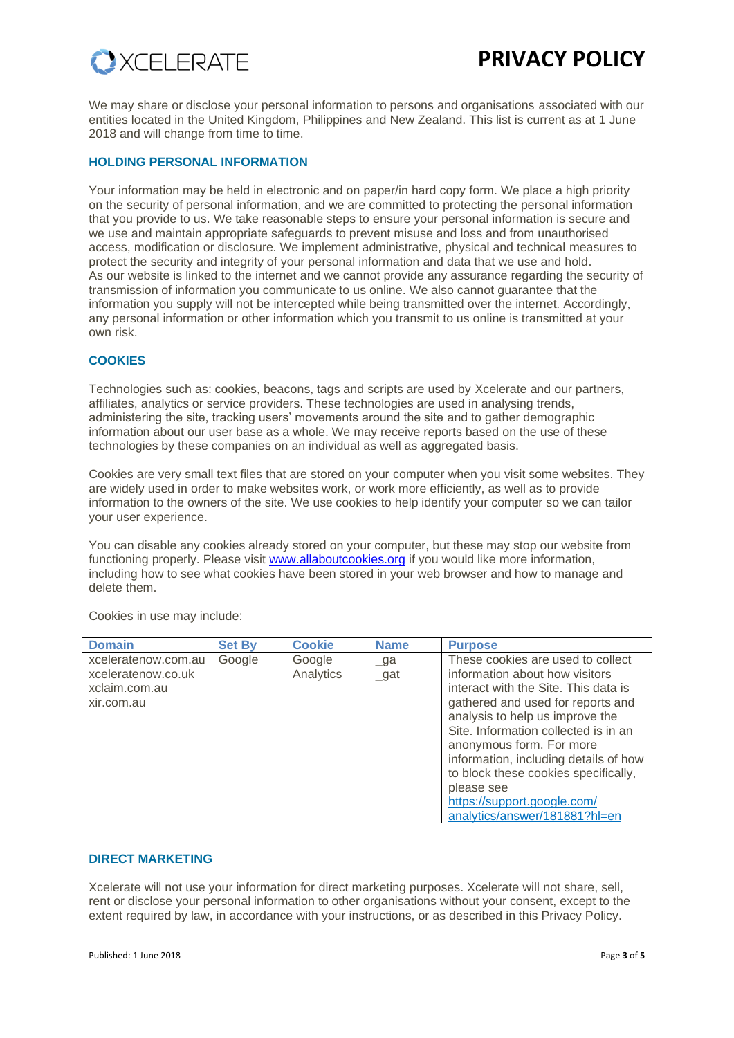We may share or disclose your personal information to persons and organisations associated with our entities located in the United Kingdom, Philippines and New Zealand. This list is current as at 1 June 2018 and will change from time to time.

## HOLDING PERSONAL INFORMATION

Your information may be held in electronic and on paper/in hard copy form. We place a high priority on the security of personal information, and we are committed to protecting the personal information that you provide to us. We take reasonable steps to ensure your personal information is secure and we use and maintain appropriate safeguards to prevent misuse and loss and from unauthorised access, modification or disclosure. We implement administrative, physical and technical measures to protect the security and integrity of your personal information and data that we use and hold.
As our website is linked to the internet and we cannot provide any assurance regarding the security of transmission of information you communicate to us online. We also cannot guarantee that the information you supply will not be intercepted while being transmitted over the internet. Accordingly, any personal information or other information which you transmit to us online is transmitted at your own risk.

## COOKIES

Technologies such as: cookies, beacons, tags and scripts are used by Xcelerate and our partners, affiliates, analytics or service providers. These technologies are used in analysing trends, administering the site, tracking users' movements around the site and to gather demographic information about our user base as a whole. We may receive reports based on the use of these technologies by these companies on an individual as well as aggregated basis.

Cookies are very small text files that are stored on your computer when you visit some websites. They are widely used in order to make websites work, or work more efficiently, as well as to provide information to the owners of the site. We use cookies to help identify your computer so we can tailor your user experience.

You can disable any cookies already stored on your computer, but these may stop our website from functioning properly. Please visit [www.allaboutcookies.org](http://www.allaboutcookies.org) if you would like more information, including how to see what cookies have been stored in your web browser and how to manage and delete them.

Cookies in use may include:

| Domain | Set By | Cookie | Name | Purpose |
|---|---|---|---|---|
| xceleratenow.com.au<br>xceleratenow.co.uk<br>xclaim.com.au<br>xir.com.au | Google | Google Analytics | _ga<br>_gat | These cookies are used to collect information about how visitors interact with the Site. This data is gathered and used for reports and analysis to help us improve the Site. Information collected is in an anonymous form. For more information, including details of how to block these cookies specifically, please see [https://support.google.com/analytics/answer/181881?hl=en](https://support.google.com/analytics/answer/181881?hl=en) |

## DIRECT MARKETING

Xcelerate will not use your information for direct marketing purposes. Xcelerate will not share, sell, rent or disclose your personal information to other organisations without your consent, except to the extent required by law, in accordance with your instructions, or as described in this Privacy Policy.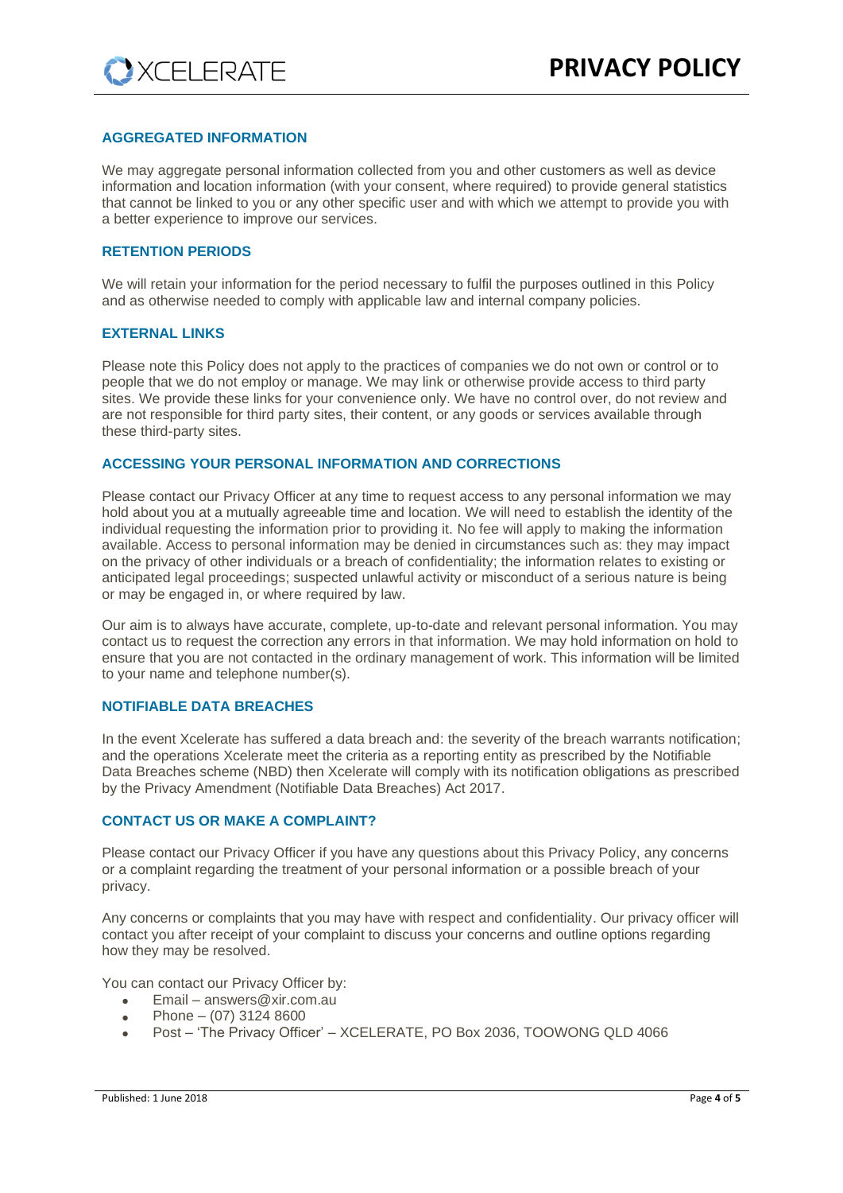## AGGREGATED INFORMATION

We may aggregate personal information collected from you and other customers as well as device information and location information (with your consent, where required) to provide general statistics that cannot be linked to you or any other specific user and with which we attempt to provide you with a better experience to improve our services.

## RETENTION PERIODS

We will retain your information for the period necessary to fulfil the purposes outlined in this Policy and as otherwise needed to comply with applicable law and internal company policies.

## EXTERNAL LINKS

Please note this Policy does not apply to the practices of companies we do not own or control or to people that we do not employ or manage. We may link or otherwise provide access to third party sites. We provide these links for your convenience only. We have no control over, do not review and are not responsible for third party sites, their content, or any goods or services available through these third-party sites.

## ACCESSING YOUR PERSONAL INFORMATION AND CORRECTIONS

Please contact our Privacy Officer at any time to request access to any personal information we may hold about you at a mutually agreeable time and location. We will need to establish the identity of the individual requesting the information prior to providing it. No fee will apply to making the information available. Access to personal information may be denied in circumstances such as: they may impact on the privacy of other individuals or a breach of confidentiality; the information relates to existing or anticipated legal proceedings; suspected unlawful activity or misconduct of a serious nature is being or may be engaged in, or where required by law.

Our aim is to always have accurate, complete, up-to-date and relevant personal information. You may contact us to request the correction any errors in that information. We may hold information on hold to ensure that you are not contacted in the ordinary management of work. This information will be limited to your name and telephone number(s).

## NOTIFIABLE DATA BREACHES

In the event Xcelerate has suffered a data breach and: the severity of the breach warrants notification; and the operations Xcelerate meet the criteria as a reporting entity as prescribed by the Notifiable Data Breaches scheme (NBD) then Xcelerate will comply with its notification obligations as prescribed by the Privacy Amendment (Notifiable Data Breaches) Act 2017.

## CONTACT US OR MAKE A COMPLAINT?

Please contact our Privacy Officer if you have any questions about this Privacy Policy, any concerns or a complaint regarding the treatment of your personal information or a possible breach of your privacy.

Any concerns or complaints that you may have with respect and confidentiality. Our privacy officer will contact you after receipt of your complaint to discuss your concerns and outline options regarding how they may be resolved.

You can contact our Privacy Officer by:

- Email – answers@xir.com.au
- Phone – (07) 3124 8600
- Post – 'The Privacy Officer' – XCELERATE, PO Box 2036, TOOWONG QLD 4066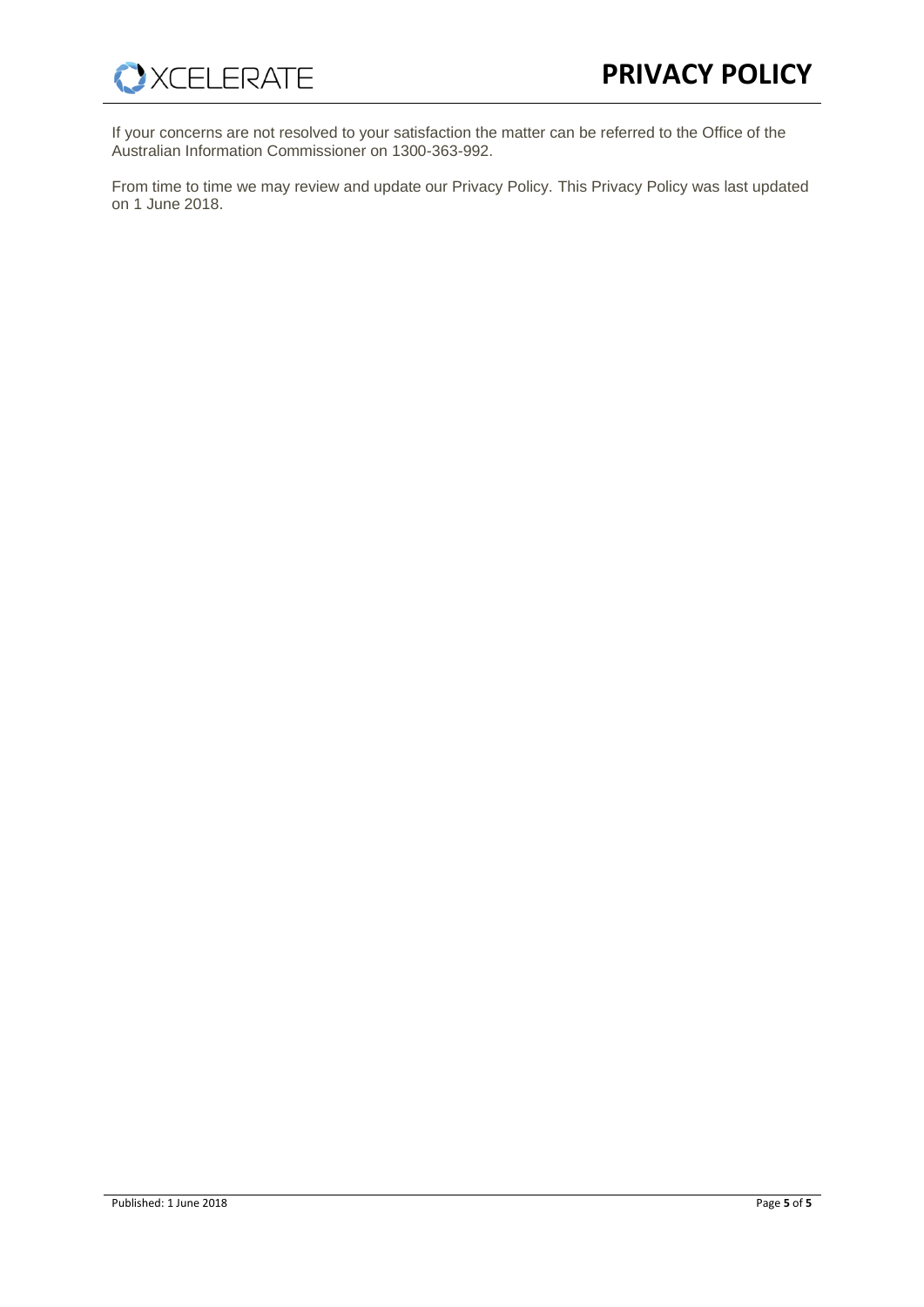If your concerns are not resolved to your satisfaction the matter can be referred to the Office of the Australian Information Commissioner on 1300-363-992.

From time to time we may review and update our Privacy Policy. This Privacy Policy was last updated on 1 June 2018.